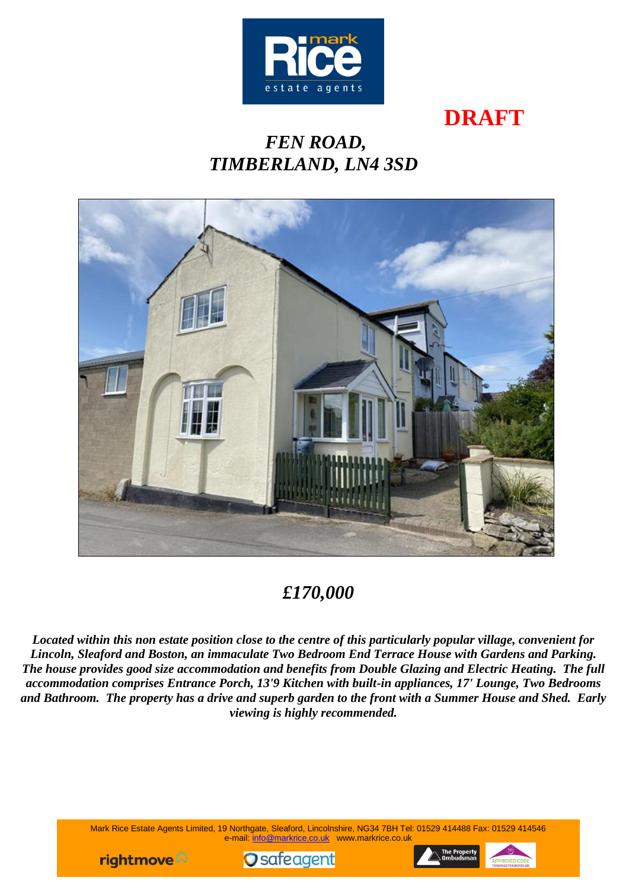**DRAFT**

# *FEN ROAD, TIMBERLAND, LN4 3SD*

## *£170,000*

***Located within this non estate position close to the centre of this particularly popular village, convenient for Lincoln, Sleaford and Boston, an immaculate Two Bedroom End Terrace House with Gardens and Parking. The house provides good size accommodation and benefits from Double Glazing and Electric Heating. The full accommodation comprises Entrance Porch, 13'9 Kitchen with built-in appliances, 17' Lounge, Two Bedrooms and Bathroom. The property has a drive and superb garden to the front with a Summer House and Shed. Early viewing is highly recommended.***

Mark Rice Estate Agents Limited, 19 Northgate, Sleaford, Lincolnshire, NG34 7BH Tel: 01529 414488 Fax: 01529 414546
e-mail: info@markrice.co.uk www.markrice.co.uk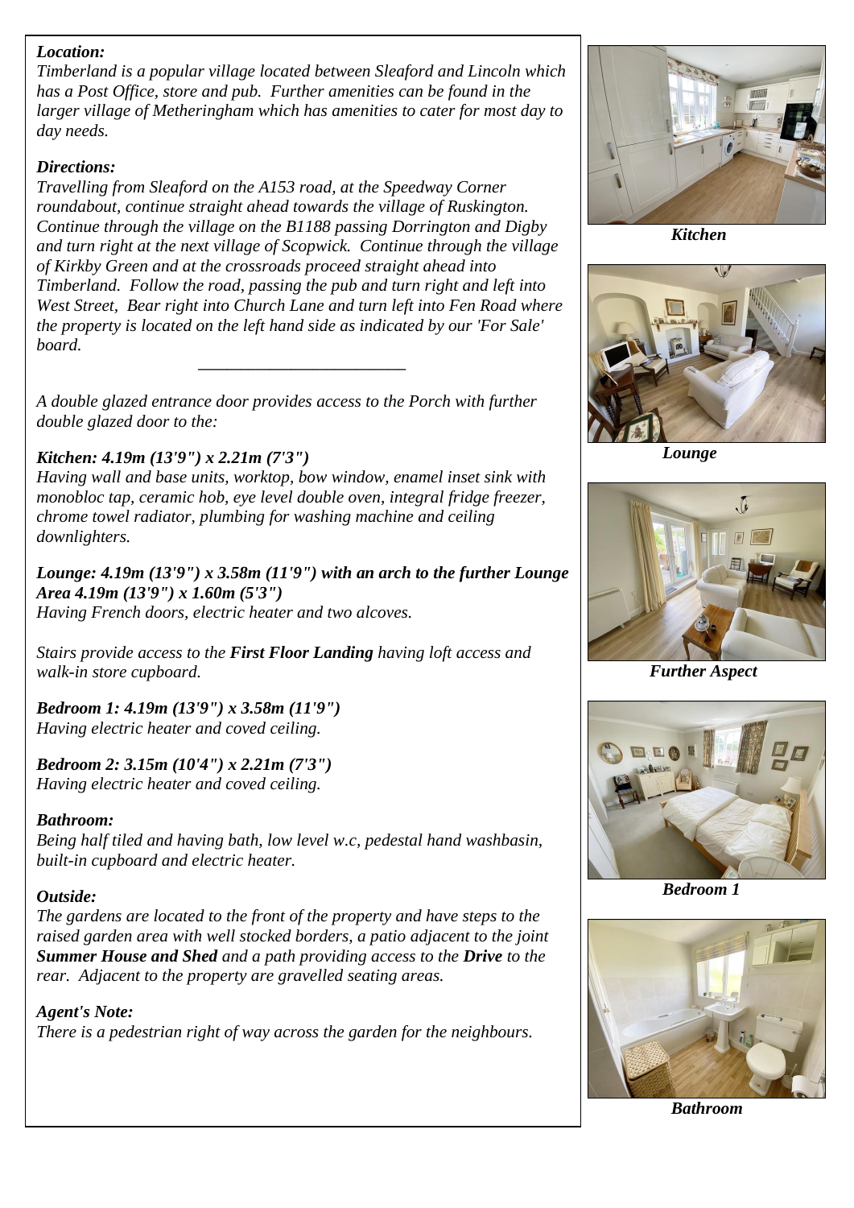***Location:***
*Timberland is a popular village located between Sleaford and Lincoln which has a Post Office, store and pub. Further amenities can be found in the larger village of Metheringham which has amenities to cater for most day to day needs.*

***Directions:***
*Travelling from Sleaford on the A153 road, at the Speedway Corner roundabout, continue straight ahead towards the village of Ruskington. Continue through the village on the B1188 passing Dorrington and Digby and turn right at the next village of Scopwick. Continue through the village of Kirkby Green and at the crossroads proceed straight ahead into Timberland. Follow the road, passing the pub and turn right and left into West Street, Bear right into Church Lane and turn left into Fen Road where the property is located on the left hand side as indicated by our 'For Sale' board.*

---

*A double glazed entrance door provides access to the Porch with further double glazed door to the:*

***Kitchen: 4.19m (13'9") x 2.21m (7'3")***
*Having wall and base units, worktop, bow window, enamel inset sink with monobloc tap, ceramic hob, eye level double oven, integral fridge freezer, chrome towel radiator, plumbing for washing machine and ceiling downlighters.*

***Lounge: 4.19m (13'9") x 3.58m (11'9") with an arch to the further Lounge Area 4.19m (13'9") x 1.60m (5'3")***
*Having French doors, electric heater and two alcoves.*

*Stairs provide access to the **First Floor Landing** having loft access and walk-in store cupboard.*

***Bedroom 1: 4.19m (13'9") x 3.58m (11'9")***
*Having electric heater and coved ceiling.*

***Bedroom 2: 3.15m (10'4") x 2.21m (7'3")***
*Having electric heater and coved ceiling.*

***Bathroom:***
*Being half tiled and having bath, low level w.c, pedestal hand washbasin, built-in cupboard and electric heater.*

***Outside:***
*The gardens are located to the front of the property and have steps to the raised garden area with well stocked borders, a patio adjacent to the joint **Summer House and Shed** and a path providing access to the **Drive** to the rear. Adjacent to the property are gravelled seating areas.*

***Agent's Note:***
*There is a pedestrian right of way across the garden for the neighbours.*

***Kitchen***

***Lounge***

***Further Aspect***

***Bedroom 1***

***Bathroom***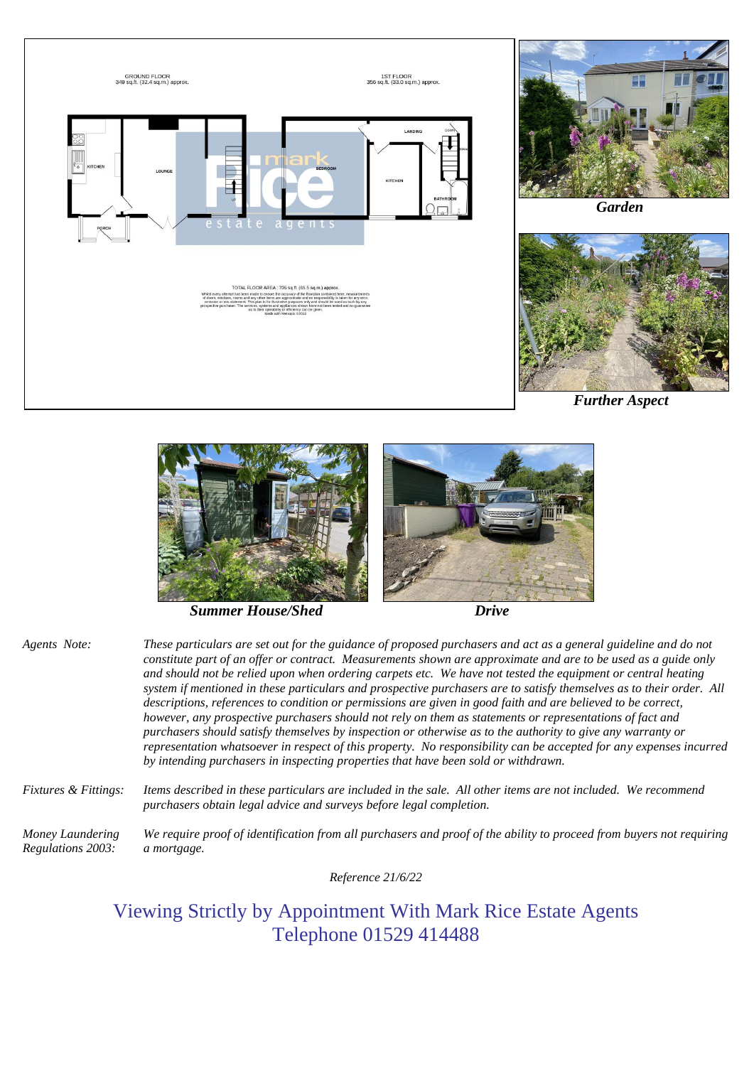GROUND FLOOR
349 sq.ft. (32.4 sq.m.) approx.

1ST FLOOR
356 sq.ft. (33.0 sq.m.) approx.

KITCHEN

LOUNGE

PORCH

LANDING

BEDROOM

KITCHEN

BATHROOM

TOTAL FLOOR AREA : 705 sq.ft. (65.5 sq.m.) approx.

Whilst every attempt has been made to ensure the accuracy of the floorplan contained here, measurements of doors, windows, rooms and any other items are approximate and no responsibility is taken for any error, omission or mis-statement. This plan is for illustrative purposes only and should be used as such by any prospective purchaser. The services, systems and appliances shown have not been tested and no guarantee as to their operability or efficiency can be given.
Made with Metropix ©2022

***Garden***

***Further Aspect***

***Summer House/Shed***

***Drive***

*Agents Note:* *These particulars are set out for the guidance of proposed purchasers and act as a general guideline and do not constitute part of an offer or contract. Measurements shown are approximate and are to be used as a guide only and should not be relied upon when ordering carpets etc. We have not tested the equipment or central heating system if mentioned in these particulars and prospective purchasers are to satisfy themselves as to their order. All descriptions, references to condition or permissions are given in good faith and are believed to be correct, however, any prospective purchasers should not rely on them as statements or representations of fact and purchasers should satisfy themselves by inspection or otherwise as to the authority to give any warranty or representation whatsoever in respect of this property. No responsibility can be accepted for any expenses incurred by intending purchasers in inspecting properties that have been sold or withdrawn.*

*Fixtures & Fittings:* *Items described in these particulars are included in the sale. All other items are not included. We recommend purchasers obtain legal advice and surveys before legal completion.*

*Money Laundering Regulations 2003:* *We require proof of identification from all purchasers and proof of the ability to proceed from buyers not requiring a mortgage.*

*Reference 21/6/22*

Viewing Strictly by Appointment With Mark Rice Estate Agents
Telephone 01529 414488